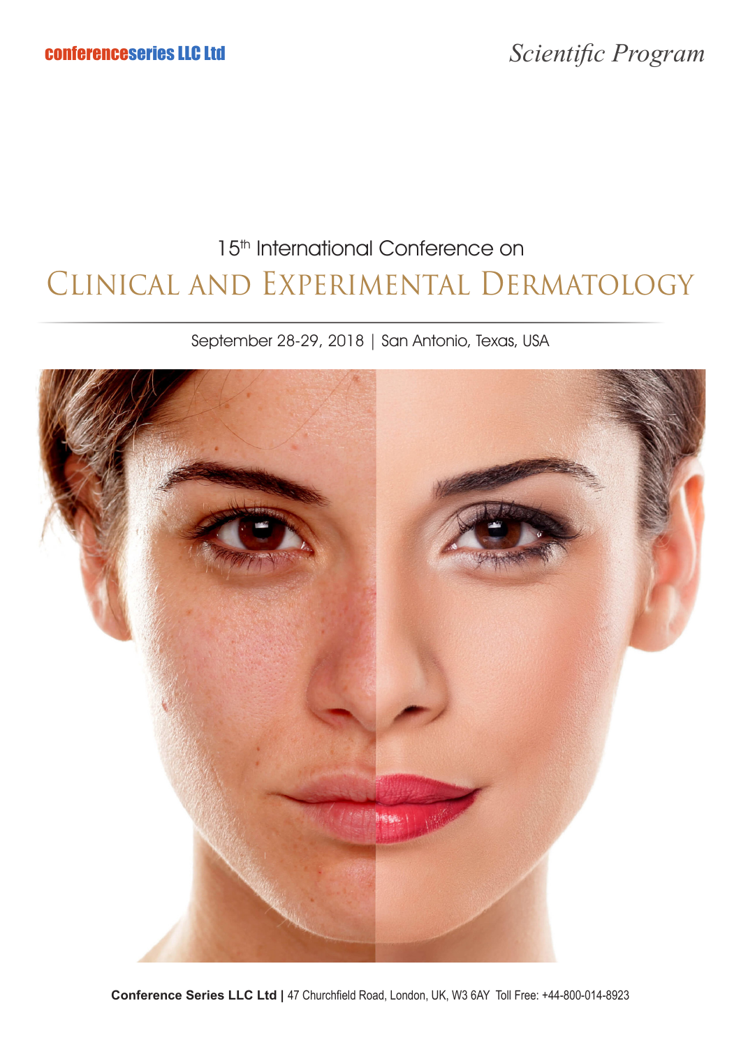conferenceseries LLC Ltd

*Scientific Program*

15th International Conference on

# Clinical and Experimental Dermatology

September 28-29, 2018 | San Antonio, Texas, USA

**Conference Series LLC Ltd |** 47 Churchfield Road, London, UK, W3 6AY Toll Free: +44-800-014-8923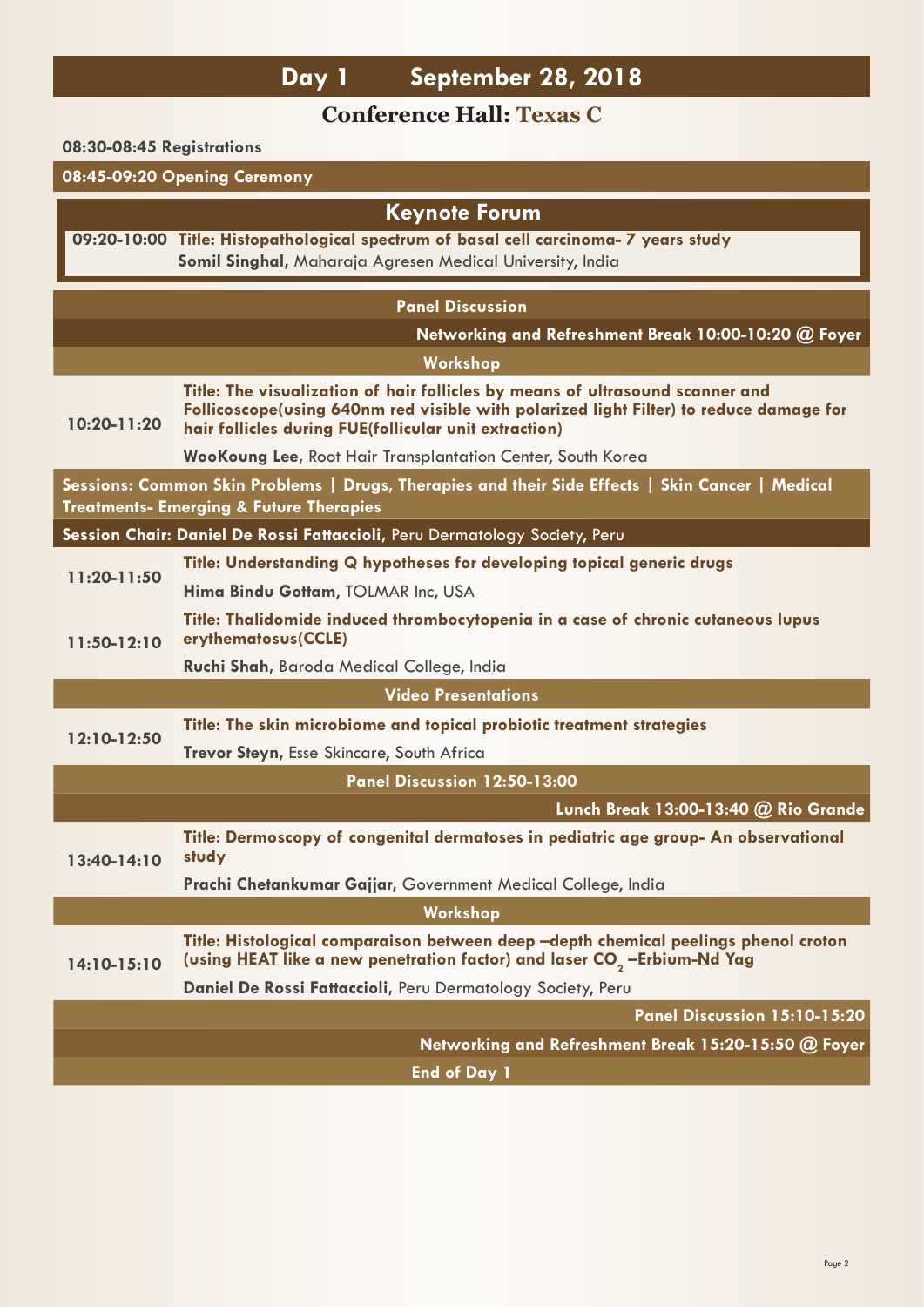# Day 1 September 28, 2018

## Conference Hall: Texas C

**08:30-08:45 Registrations**

**08:45-09:20 Opening Ceremony**

### Keynote Forum

**09:20-10:00** **Title: Histopathological spectrum of basal cell carcinoma- 7 years study**
**Somil Singhal**, Maharaja Agresen Medical University, India

**Panel Discussion**

**Networking and Refreshment Break 10:00-10:20 @ Foyer**

**Workshop**

**10:20-11:20** **Title: The visualization of hair follicles by means of ultrasound scanner and Follicoscope(using 640nm red visible with polarized light Filter) to reduce damage for hair follicles during FUE(follicular unit extraction)**
**WooKoung Lee**, Root Hair Transplantation Center, South Korea

**Sessions: Common Skin Problems | Drugs, Therapies and their Side Effects | Skin Cancer | Medical Treatments- Emerging & Future Therapies**

**Session Chair: Daniel De Rossi Fattaccioli**, Peru Dermatology Society, Peru

**11:20-11:50** **Title: Understanding Q hypotheses for developing topical generic drugs**
**Hima Bindu Gottam**, TOLMAR Inc, USA

**11:50-12:10** **Title: Thalidomide induced thrombocytopenia in a case of chronic cutaneous lupus erythematosus(CCLE)**
**Ruchi Shah**, Baroda Medical College, India

**Video Presentations**

**12:10-12:50** **Title: The skin microbiome and topical probiotic treatment strategies**
**Trevor Steyn**, Esse Skincare, South Africa

**Panel Discussion 12:50-13:00**

**Lunch Break 13:00-13:40 @ Rio Grande**

**13:40-14:10** **Title: Dermoscopy of congenital dermatoses in pediatric age group- An observational study**
**Prachi Chetankumar Gajjar**, Government Medical College, India

**Workshop**

**14:10-15:10** **Title: Histological comparaison between deep –depth chemical peelings phenol croton (using HEAT like a new penetration factor) and laser $CO_2$ –Erbium-Nd Yag**
**Daniel De Rossi Fattaccioli**, Peru Dermatology Society, Peru

**Panel Discussion 15:10-15:20**

**Networking and Refreshment Break 15:20-15:50 @ Foyer**

**End of Day 1**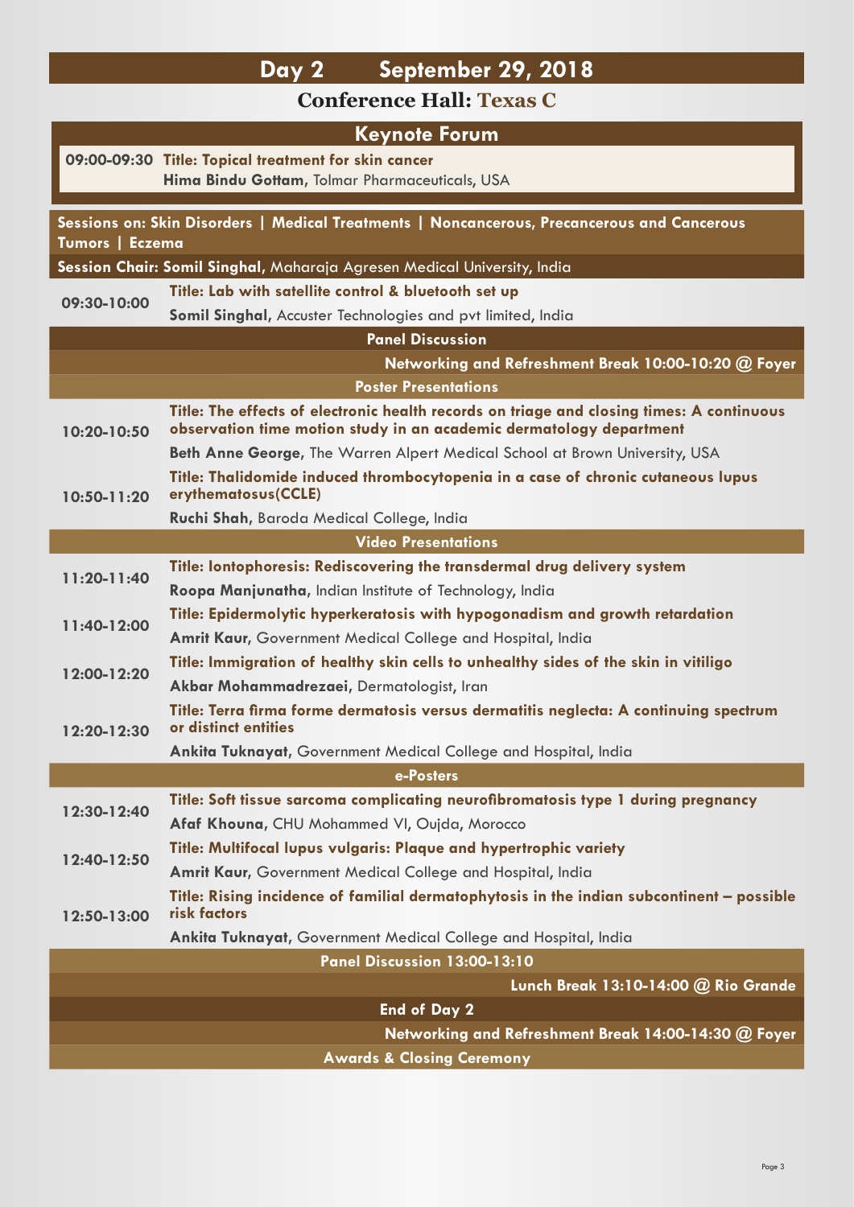# Day 2 September 29, 2018

## Conference Hall: Texas C

### Keynote Forum

**09:00-09:30** **Title: Topical treatment for skin cancer**
**Hima Bindu Gottam**, Tolmar Pharmaceuticals, USA

**Sessions on: Skin Disorders | Medical Treatments | Noncancerous, Precancerous and Cancerous Tumors | Eczema**

**Session Chair: Somil Singhal**, Maharaja Agresen Medical University, India

**09:30-10:00** **Title: Lab with satellite control & bluetooth set up**
**Somil Singhal**, Accuster Technologies and pvt limited, India

**Panel Discussion**

**Networking and Refreshment Break 10:00-10:20 @ Foyer**

**Poster Presentations**

**10:20-10:50** **Title: The effects of electronic health records on triage and closing times: A continuous observation time motion study in an academic dermatology department**
**Beth Anne George**, The Warren Alpert Medical School at Brown University, USA

**10:50-11:20** **Title: Thalidomide induced thrombocytopenia in a case of chronic cutaneous lupus erythematosus(CCLE)**
**Ruchi Shah**, Baroda Medical College, India

**Video Presentations**

**11:20-11:40** **Title: Iontophoresis: Rediscovering the transdermal drug delivery system**
**Roopa Manjunatha**, Indian Institute of Technology, India

**11:40-12:00** **Title: Epidermolytic hyperkeratosis with hypogonadism and growth retardation**
**Amrit Kaur**, Government Medical College and Hospital, India

**12:00-12:20** **Title: Immigration of healthy skin cells to unhealthy sides of the skin in vitiligo**
**Akbar Mohammadrezaei**, Dermatologist, Iran

**12:20-12:30** **Title: Terra firma forme dermatosis versus dermatitis neglecta: A continuing spectrum or distinct entities**
**Ankita Tuknayat**, Government Medical College and Hospital, India

**e-Posters**

**12:30-12:40** **Title: Soft tissue sarcoma complicating neurofibromatosis type 1 during pregnancy**
**Afaf Khouna**, CHU Mohammed VI, Oujda, Morocco

**12:40-12:50** **Title: Multifocal lupus vulgaris: Plaque and hypertrophic variety**
**Amrit Kaur**, Government Medical College and Hospital, India

**12:50-13:00** **Title: Rising incidence of familial dermatophytosis in the indian subcontinent – possible risk factors**
**Ankita Tuknayat**, Government Medical College and Hospital, India

**Panel Discussion 13:00-13:10**

**Lunch Break 13:10-14:00 @ Rio Grande**

**End of Day 2**

**Networking and Refreshment Break 14:00-14:30 @ Foyer**

**Awards & Closing Ceremony**